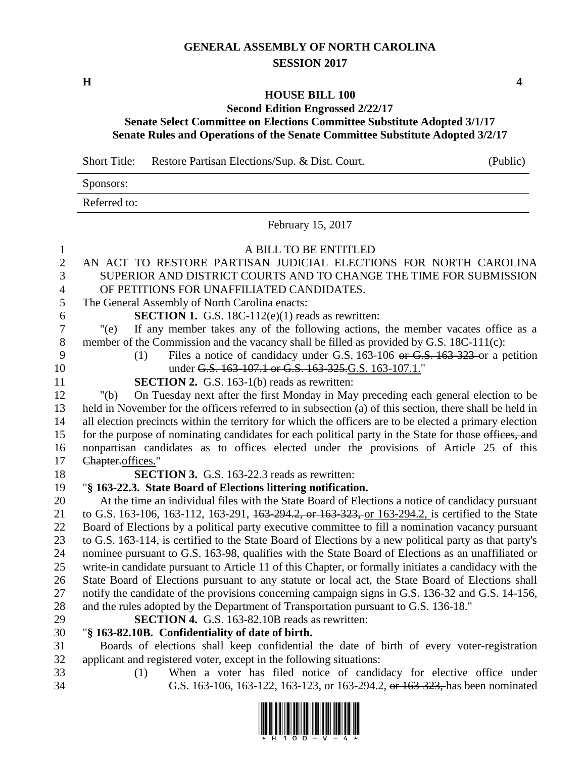# GENERAL ASSEMBLY OF NORTH CAROLINA
## SESSION 2017

**H** **4**

### HOUSE BILL 100
**Second Edition Engrossed 2/22/17**
**Senate Select Committee on Elections Committee Substitute Adopted 3/1/17**
**Senate Rules and Operations of the Senate Committee Substitute Adopted 3/2/17**

| | | |
|---|---|---|
| Short Title: | Restore Partisan Elections/Sup. & Dist. Court. | (Public) |
| Sponsors: | | |
| Referred to: | | |

February 15, 2017

A BILL TO BE ENTITLED

AN ACT TO RESTORE PARTISAN JUDICIAL ELECTIONS FOR NORTH CAROLINA SUPERIOR AND DISTRICT COURTS AND TO CHANGE THE TIME FOR SUBMISSION OF PETITIONS FOR UNAFFILIATED CANDIDATES.

The General Assembly of North Carolina enacts:

**SECTION 1.** G.S. 18C-112(e)(1) reads as rewritten:

"(e) If any member takes any of the following actions, the member vacates office as a member of the Commission and the vacancy shall be filled as provided by G.S. 18C-111(c):

(1) Files a notice of candidacy under G.S. 163-106 ~~or G.S. 163-323~~ or a petition under ~~G.S. 163-107.1 or G.S. 163-325.~~G.S. 163-107.1."

**SECTION 2.** G.S. 163-1(b) reads as rewritten:

"(b) On Tuesday next after the first Monday in May preceding each general election to be held in November for the officers referred to in subsection (a) of this section, there shall be held in all election precincts within the territory for which the officers are to be elected a primary election for the purpose of nominating candidates for each political party in the State for those ~~offices, and nonpartisan candidates as to offices elected under the provisions of Article 25 of this Chapter.~~offices."

**SECTION 3.** G.S. 163-22.3 reads as rewritten:

"**§ 163-22.3. State Board of Elections littering notification.**

At the time an individual files with the State Board of Elections a notice of candidacy pursuant to G.S. 163-106, 163-112, 163-291, ~~163-294.2, or 163-323,~~ or 163-294.2, is certified to the State Board of Elections by a political party executive committee to fill a nomination vacancy pursuant to G.S. 163-114, is certified to the State Board of Elections by a new political party as that party's nominee pursuant to G.S. 163-98, qualifies with the State Board of Elections as an unaffiliated or write-in candidate pursuant to Article 11 of this Chapter, or formally initiates a candidacy with the State Board of Elections pursuant to any statute or local act, the State Board of Elections shall notify the candidate of the provisions concerning campaign signs in G.S. 136-32 and G.S. 14-156, and the rules adopted by the Department of Transportation pursuant to G.S. 136-18."

**SECTION 4.** G.S. 163-82.10B reads as rewritten:

"**§ 163-82.10B. Confidentiality of date of birth.**

Boards of elections shall keep confidential the date of birth of every voter-registration applicant and registered voter, except in the following situations:

(1) When a voter has filed notice of candidacy for elective office under G.S. 163-106, 163-122, 163-123, or 163-294.2, ~~or 163-323,~~ has been nominated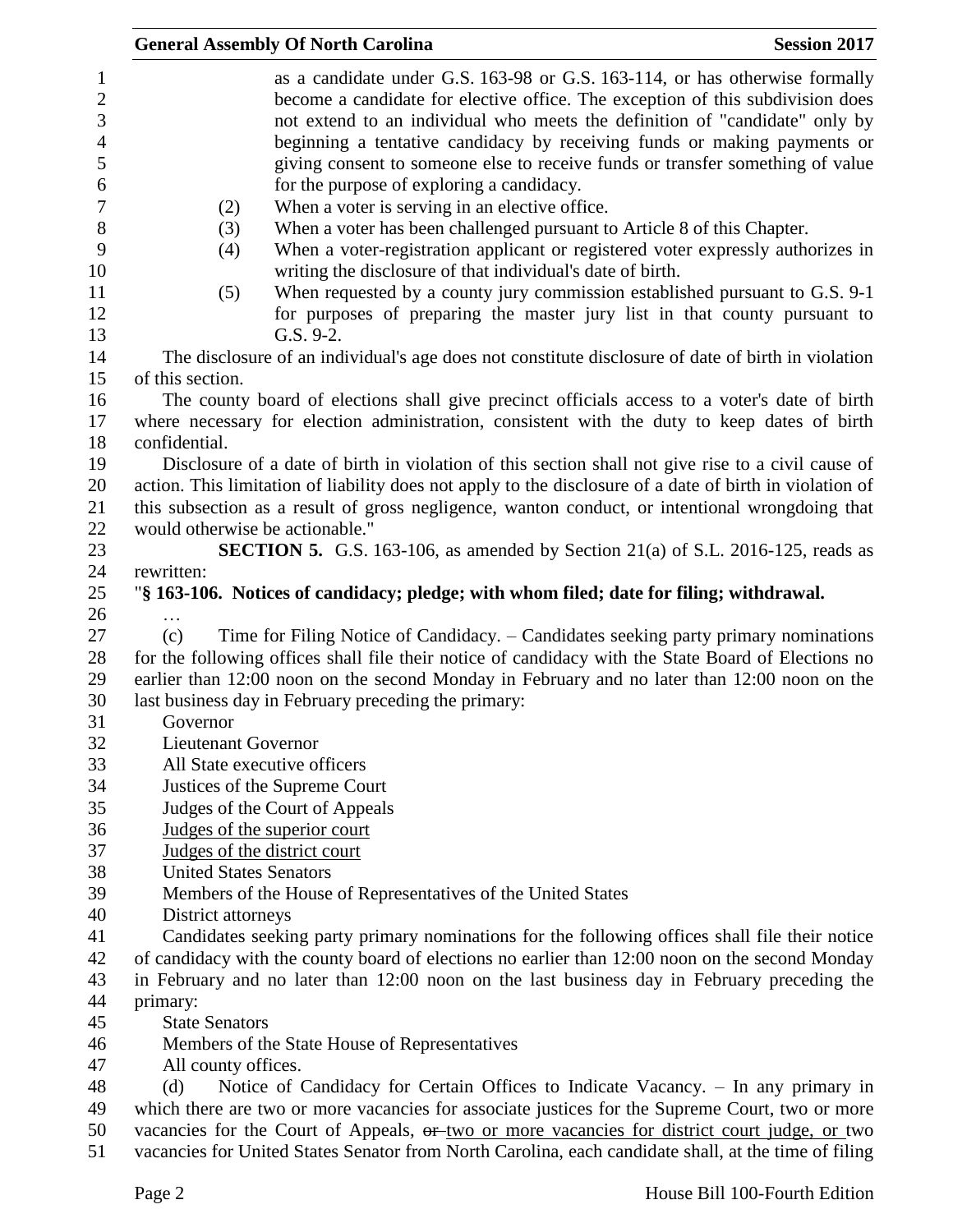as a candidate under G.S. 163-98 or G.S. 163-114, or has otherwise formally become a candidate for elective office. The exception of this subdivision does not extend to an individual who meets the definition of "candidate" only by beginning a tentative candidacy by receiving funds or making payments or giving consent to someone else to receive funds or transfer something of value for the purpose of exploring a candidacy.

(2) When a voter is serving in an elective office.

(3) When a voter has been challenged pursuant to Article 8 of this Chapter.

(4) When a voter-registration applicant or registered voter expressly authorizes in writing the disclosure of that individual's date of birth.

(5) When requested by a county jury commission established pursuant to G.S. 9-1 for purposes of preparing the master jury list in that county pursuant to G.S. 9-2.

The disclosure of an individual's age does not constitute disclosure of date of birth in violation of this section.

The county board of elections shall give precinct officials access to a voter's date of birth where necessary for election administration, consistent with the duty to keep dates of birth confidential.

Disclosure of a date of birth in violation of this section shall not give rise to a civil cause of action. This limitation of liability does not apply to the disclosure of a date of birth in violation of this subsection as a result of gross negligence, wanton conduct, or intentional wrongdoing that would otherwise be actionable."

**SECTION 5.** G.S. 163-106, as amended by Section 21(a) of S.L. 2016-125, reads as rewritten:

"**§ 163-106. Notices of candidacy; pledge; with whom filed; date for filing; withdrawal.**

…

(c) Time for Filing Notice of Candidacy. – Candidates seeking party primary nominations for the following offices shall file their notice of candidacy with the State Board of Elections no earlier than 12:00 noon on the second Monday in February and no later than 12:00 noon on the last business day in February preceding the primary:

Governor
Lieutenant Governor
All State executive officers
Justices of the Supreme Court
Judges of the Court of Appeals
<u>Judges of the superior court</u>
<u>Judges of the district court</u>
United States Senators
Members of the House of Representatives of the United States
District attorneys

Candidates seeking party primary nominations for the following offices shall file their notice of candidacy with the county board of elections no earlier than 12:00 noon on the second Monday in February and no later than 12:00 noon on the last business day in February preceding the primary:

State Senators
Members of the State House of Representatives
All county offices.

(d) Notice of Candidacy for Certain Offices to Indicate Vacancy. – In any primary in which there are two or more vacancies for associate justices for the Supreme Court, two or more vacancies for the Court of Appeals, ~~or~~ <u>two or more vacancies for district court judge, or</u> two vacancies for United States Senator from North Carolina, each candidate shall, at the time of filing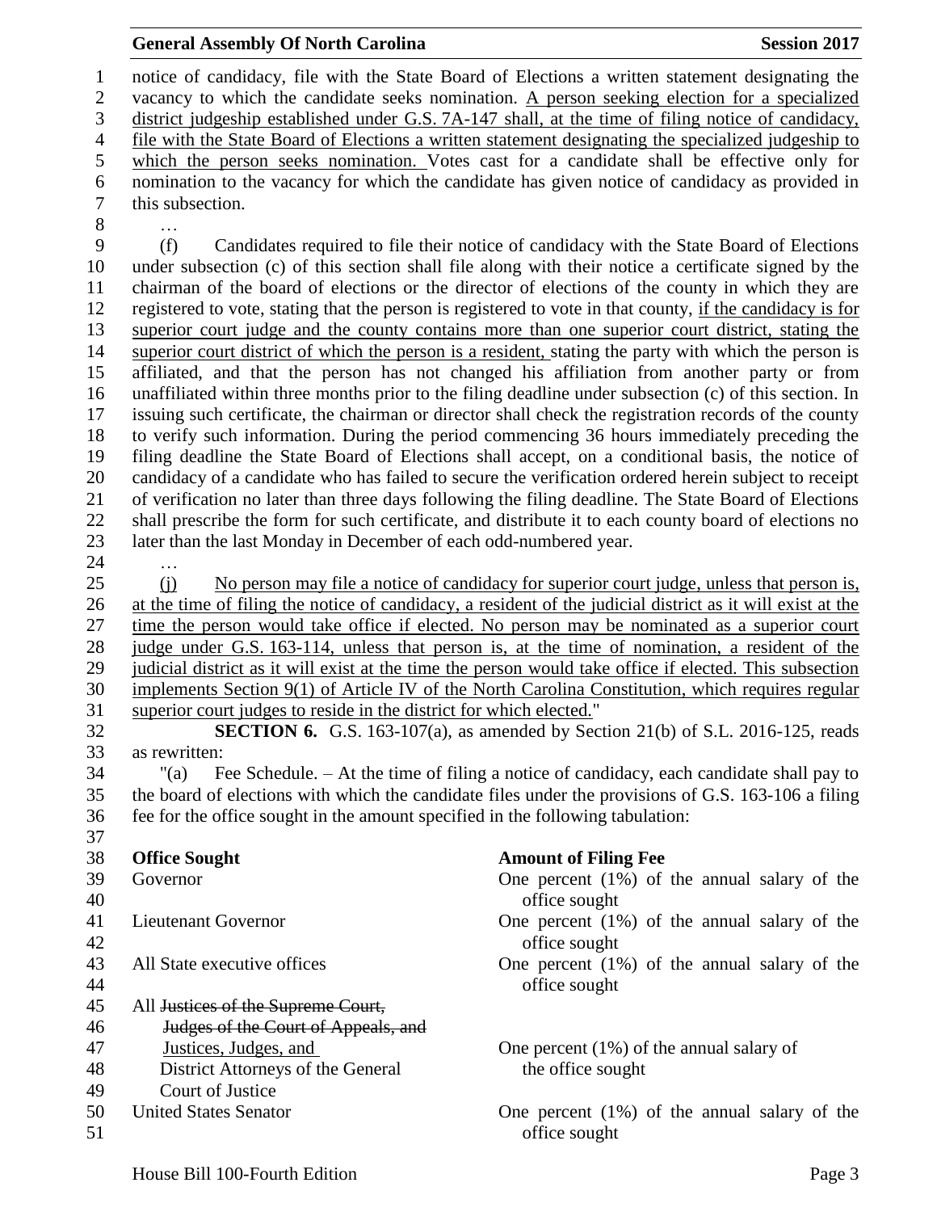notice of candidacy, file with the State Board of Elections a written statement designating the vacancy to which the candidate seeks nomination. A person seeking election for a specialized district judgeship established under G.S. 7A-147 shall, at the time of filing notice of candidacy, file with the State Board of Elections a written statement designating the specialized judgeship to which the person seeks nomination. Votes cast for a candidate shall be effective only for nomination to the vacancy for which the candidate has given notice of candidacy as provided in this subsection.

…

(f) Candidates required to file their notice of candidacy with the State Board of Elections under subsection (c) of this section shall file along with their notice a certificate signed by the chairman of the board of elections or the director of elections of the county in which they are registered to vote, stating that the person is registered to vote in that county, if the candidacy is for superior court judge and the county contains more than one superior court district, stating the superior court district of which the person is a resident, stating the party with which the person is affiliated, and that the person has not changed his affiliation from another party or from unaffiliated within three months prior to the filing deadline under subsection (c) of this section. In issuing such certificate, the chairman or director shall check the registration records of the county to verify such information. During the period commencing 36 hours immediately preceding the filing deadline the State Board of Elections shall accept, on a conditional basis, the notice of candidacy of a candidate who has failed to secure the verification ordered herein subject to receipt of verification no later than three days following the filing deadline. The State Board of Elections shall prescribe the form for such certificate, and distribute it to each county board of elections no later than the last Monday in December of each odd-numbered year.

…

(j) No person may file a notice of candidacy for superior court judge, unless that person is, at the time of filing the notice of candidacy, a resident of the judicial district as it will exist at the time the person would take office if elected. No person may be nominated as a superior court judge under G.S. 163-114, unless that person is, at the time of nomination, a resident of the judicial district as it will exist at the time the person would take office if elected. This subsection implements Section 9(1) of Article IV of the North Carolina Constitution, which requires regular superior court judges to reside in the district for which elected."

**SECTION 6.** G.S. 163-107(a), as amended by Section 21(b) of S.L. 2016-125, reads as rewritten:

"(a) Fee Schedule. – At the time of filing a notice of candidacy, each candidate shall pay to the board of elections with which the candidate files under the provisions of G.S. 163-106 a filing fee for the office sought in the amount specified in the following tabulation:

| Office Sought | Amount of Filing Fee |
|---|---|
| Governor | One percent (1%) of the annual salary of the office sought |
| Lieutenant Governor | One percent (1%) of the annual salary of the office sought |
| All State executive offices | One percent (1%) of the annual salary of the office sought |
| All ~~Justices of the Supreme Court, Judges of the Court of Appeals, and~~ Justices, Judges, and District Attorneys of the General Court of Justice | One percent (1%) of the annual salary of the office sought |
| United States Senator | One percent (1%) of the annual salary of the office sought |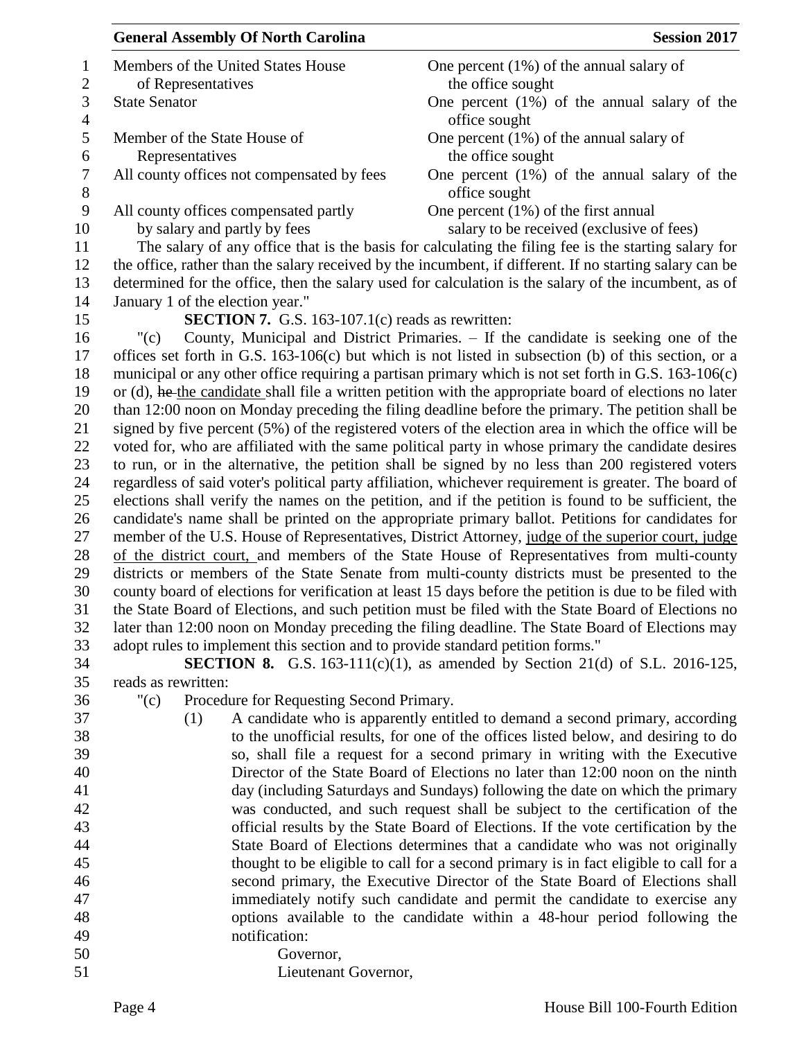| | |
|---|---|
| Members of the United States House of Representatives | One percent (1%) of the annual salary of the office sought |
| State Senator | One percent (1%) of the annual salary of the office sought |
| Member of the State House of Representatives | One percent (1%) of the annual salary of the office sought |
| All county offices not compensated by fees | One percent (1%) of the annual salary of the office sought |
| All county offices compensated partly by salary and partly by fees | One percent (1%) of the first annual salary to be received (exclusive of fees) |

The salary of any office that is the basis for calculating the filing fee is the starting salary for the office, rather than the salary received by the incumbent, if different. If no starting salary can be determined for the office, then the salary used for calculation is the salary of the incumbent, as of January 1 of the election year."

**SECTION 7.** G.S. 163-107.1(c) reads as rewritten:

"(c) County, Municipal and District Primaries. – If the candidate is seeking one of the offices set forth in G.S. 163-106(c) but which is not listed in subsection (b) of this section, or a municipal or any other office requiring a partisan primary which is not set forth in G.S. 163-106(c) or (d), ~~he~~ the candidate shall file a written petition with the appropriate board of elections no later than 12:00 noon on Monday preceding the filing deadline before the primary. The petition shall be signed by five percent (5%) of the registered voters of the election area in which the office will be voted for, who are affiliated with the same political party in whose primary the candidate desires to run, or in the alternative, the petition shall be signed by no less than 200 registered voters regardless of said voter's political party affiliation, whichever requirement is greater. The board of elections shall verify the names on the petition, and if the petition is found to be sufficient, the candidate's name shall be printed on the appropriate primary ballot. Petitions for candidates for member of the U.S. House of Representatives, District Attorney, <u>judge of the superior court, judge of the district court,</u> and members of the State House of Representatives from multi-county districts or members of the State Senate from multi-county districts must be presented to the county board of elections for verification at least 15 days before the petition is due to be filed with the State Board of Elections, and such petition must be filed with the State Board of Elections no later than 12:00 noon on Monday preceding the filing deadline. The State Board of Elections may adopt rules to implement this section and to provide standard petition forms."

**SECTION 8.** G.S. 163-111(c)(1), as amended by Section 21(d) of S.L. 2016-125, reads as rewritten:

"(c) Procedure for Requesting Second Primary.

(1) A candidate who is apparently entitled to demand a second primary, according to the unofficial results, for one of the offices listed below, and desiring to do so, shall file a request for a second primary in writing with the Executive Director of the State Board of Elections no later than 12:00 noon on the ninth day (including Saturdays and Sundays) following the date on which the primary was conducted, and such request shall be subject to the certification of the official results by the State Board of Elections. If the vote certification by the State Board of Elections determines that a candidate who was not originally thought to be eligible to call for a second primary is in fact eligible to call for a second primary, the Executive Director of the State Board of Elections shall immediately notify such candidate and permit the candidate to exercise any options available to the candidate within a 48-hour period following the notification:

Governor,

Lieutenant Governor,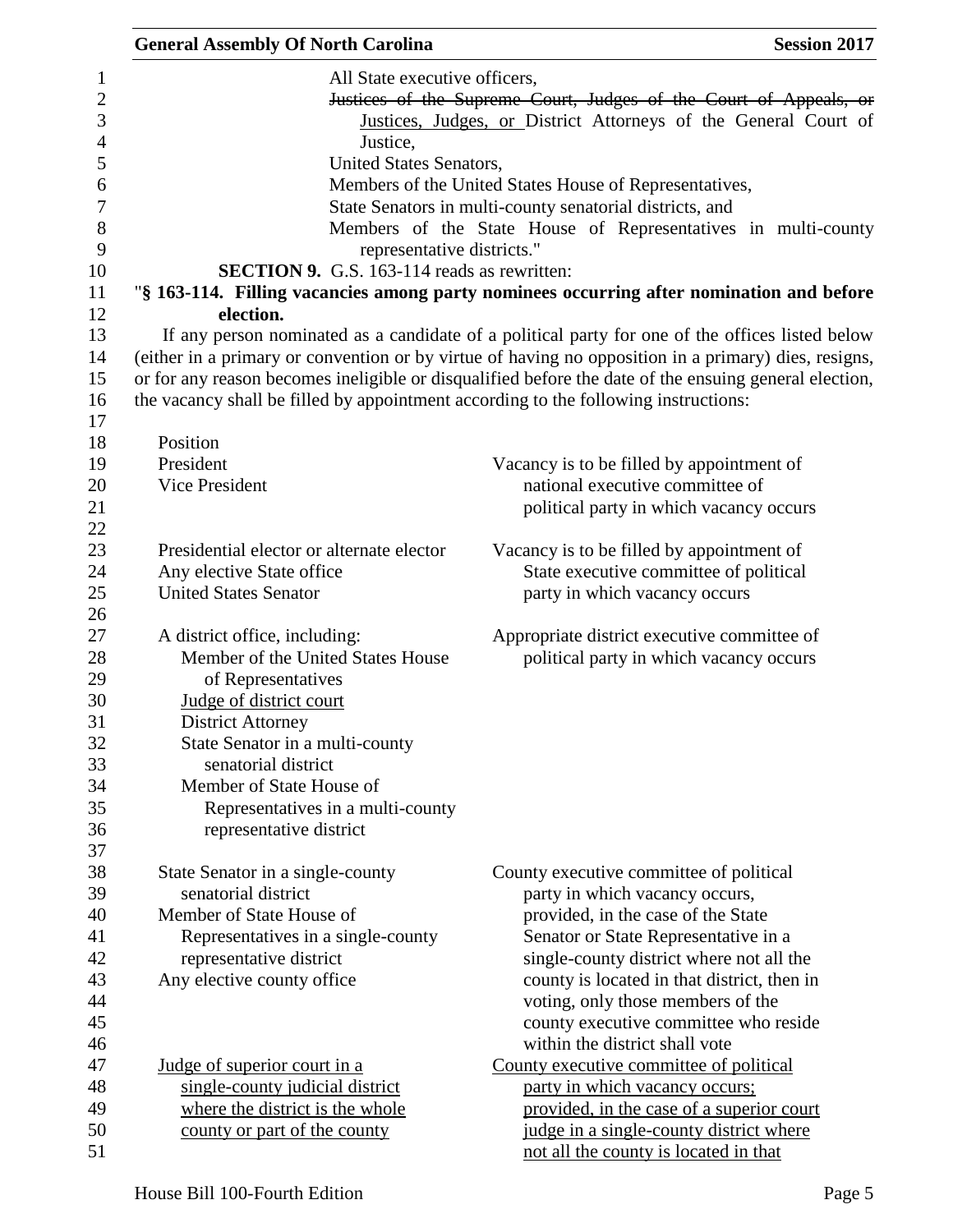All State executive officers,

~~Justices of the Supreme Court, Judges of the Court of Appeals, or~~ <u>Justices, Judges, or </u>District Attorneys of the General Court of Justice,

United States Senators,

Members of the United States House of Representatives,

State Senators in multi-county senatorial districts, and

Members of the State House of Representatives in multi-county representative districts."

**SECTION 9.** G.S. 163-114 reads as rewritten:

"**§ 163-114. Filling vacancies among party nominees occurring after nomination and before election.**

If any person nominated as a candidate of a political party for one of the offices listed below (either in a primary or convention or by virtue of having no opposition in a primary) dies, resigns, or for any reason becomes ineligible or disqualified before the date of the ensuing general election, the vacancy shall be filled by appointment according to the following instructions:

| Position | |
|---|---|
| President<br>Vice President | Vacancy is to be filled by appointment of national executive committee of political party in which vacancy occurs |
| Presidential elector or alternate elector<br>Any elective State office<br>United States Senator | Vacancy is to be filled by appointment of State executive committee of political party in which vacancy occurs |
| A district office, including:<br>Member of the United States House of Representatives<br><u>Judge of district court</u><br>District Attorney<br>State Senator in a multi-county senatorial district<br>Member of State House of Representatives in a multi-county representative district | Appropriate district executive committee of political party in which vacancy occurs |
| State Senator in a single-county senatorial district<br>Member of State House of Representatives in a single-county representative district<br>Any elective county office | County executive committee of political party in which vacancy occurs, provided, in the case of the State Senator or State Representative in a single-county district where not all the county is located in that district, then in voting, only those members of the county executive committee who reside within the district shall vote |
| <u>Judge of superior court in a single-county judicial district where the district is the whole county or part of the county</u> | <u>County executive committee of political party in which vacancy occurs; provided, in the case of a superior court judge in a single-county district where not all the county is located in that</u> |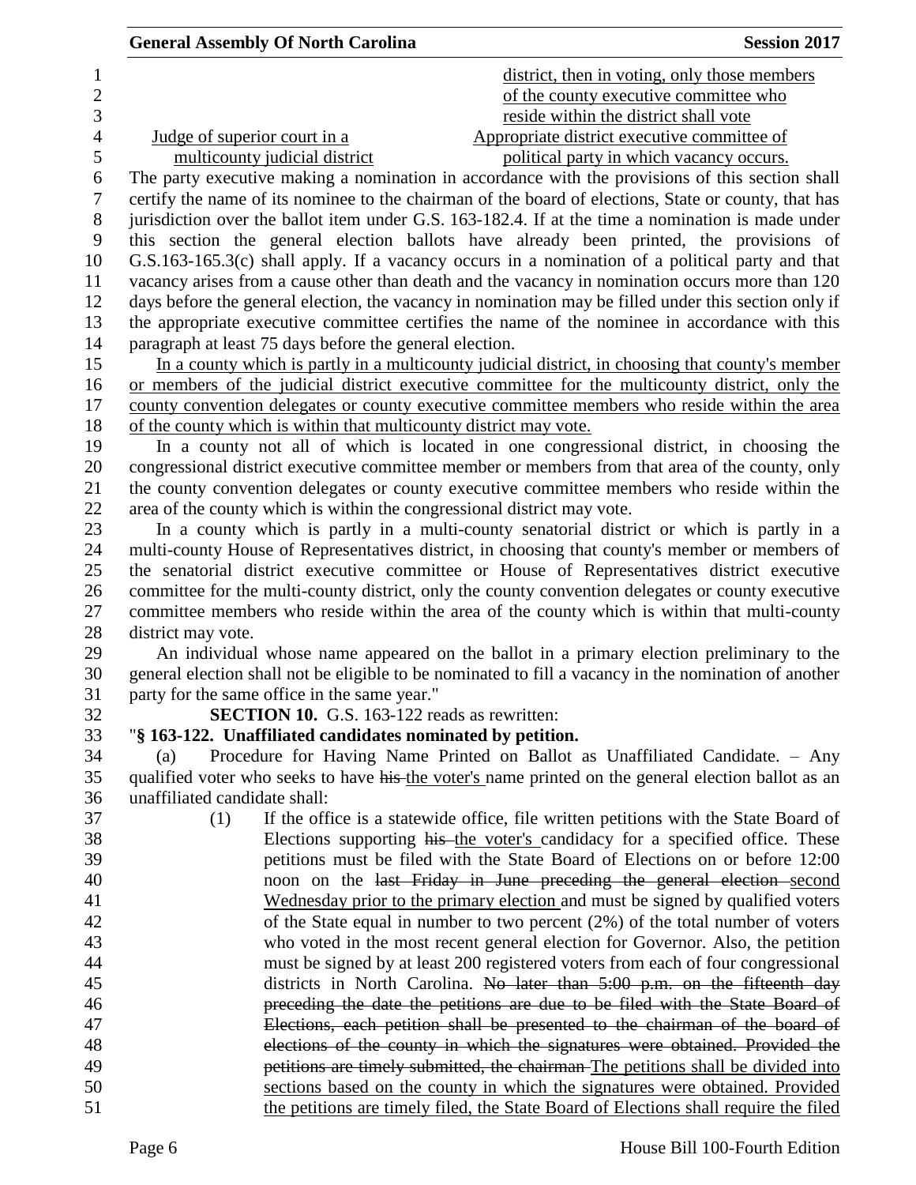| | |
|---|---|
| | district, then in voting, only those members of the county executive committee who reside within the district shall vote |
| Judge of superior court in a multicounty judicial district | Appropriate district executive committee of political party in which vacancy occurs. |

The party executive making a nomination in accordance with the provisions of this section shall certify the name of its nominee to the chairman of the board of elections, State or county, that has jurisdiction over the ballot item under G.S. 163-182.4. If at the time a nomination is made under this section the general election ballots have already been printed, the provisions of G.S.163-165.3(c) shall apply. If a vacancy occurs in a nomination of a political party and that vacancy arises from a cause other than death and the vacancy in nomination occurs more than 120 days before the general election, the vacancy in nomination may be filled under this section only if the appropriate executive committee certifies the name of the nominee in accordance with this paragraph at least 75 days before the general election.

In a county which is partly in a multicounty judicial district, in choosing that county's member or members of the judicial district executive committee for the multicounty district, only the county convention delegates or county executive committee members who reside within the area of the county which is within that multicounty district may vote.

In a county not all of which is located in one congressional district, in choosing the congressional district executive committee member or members from that area of the county, only the county convention delegates or county executive committee members who reside within the area of the county which is within the congressional district may vote.

In a county which is partly in a multi-county senatorial district or which is partly in a multi-county House of Representatives district, in choosing that county's member or members of the senatorial district executive committee or House of Representatives district executive committee for the multi-county district, only the county convention delegates or county executive committee members who reside within the area of the county which is within that multi-county district may vote.

An individual whose name appeared on the ballot in a primary election preliminary to the general election shall not be eligible to be nominated to fill a vacancy in the nomination of another party for the same office in the same year."

**SECTION 10.** G.S. 163-122 reads as rewritten:

"**§ 163-122. Unaffiliated candidates nominated by petition.**

(a) Procedure for Having Name Printed on Ballot as Unaffiliated Candidate. – Any qualified voter who seeks to have ~~his~~ the voter's name printed on the general election ballot as an unaffiliated candidate shall:

(1) If the office is a statewide office, file written petitions with the State Board of Elections supporting ~~his~~ the voter's candidacy for a specified office. These petitions must be filed with the State Board of Elections on or before 12:00 noon on the ~~last Friday in June preceding the general election~~ second Wednesday prior to the primary election and must be signed by qualified voters of the State equal in number to two percent (2%) of the total number of voters who voted in the most recent general election for Governor. Also, the petition must be signed by at least 200 registered voters from each of four congressional districts in North Carolina. ~~No later than 5:00 p.m. on the fifteenth day preceding the date the petitions are due to be filed with the State Board of Elections, each petition shall be presented to the chairman of the board of elections of the county in which the signatures were obtained. Provided the petitions are timely submitted, the chairman~~ The petitions shall be divided into sections based on the county in which the signatures were obtained. Provided the petitions are timely filed, the State Board of Elections shall require the filed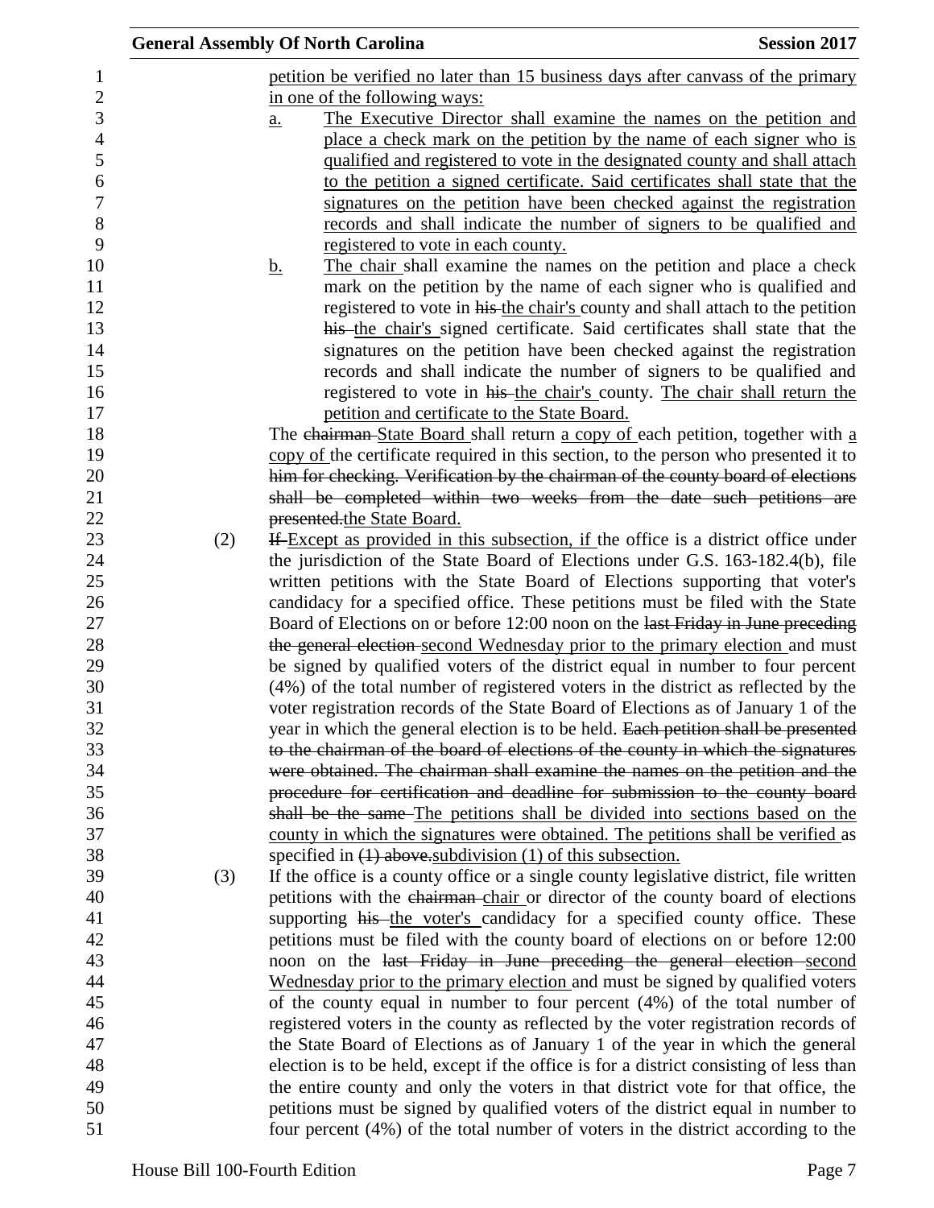petition be verified no later than 15 business days after canvass of the primary in one of the following ways:

a. The Executive Director shall examine the names on the petition and place a check mark on the petition by the name of each signer who is qualified and registered to vote in the designated county and shall attach to the petition a signed certificate. Said certificates shall state that the signatures on the petition have been checked against the registration records and shall indicate the number of signers to be qualified and registered to vote in each county.

b. The chair shall examine the names on the petition and place a check mark on the petition by the name of each signer who is qualified and registered to vote in ~~his~~ the chair's county and shall attach to the petition ~~his~~ the chair's signed certificate. Said certificates shall state that the signatures on the petition have been checked against the registration records and shall indicate the number of signers to be qualified and registered to vote in ~~his~~ the chair's county. The chair shall return the petition and certificate to the State Board.

The ~~chairman~~ State Board shall return a copy of each petition, together with a copy of the certificate required in this section, to the person who presented it to ~~him for checking. Verification by the chairman of the county board of elections shall be completed within two weeks from the date such petitions are presented.~~ the State Board.

(2) ~~If~~ Except as provided in this subsection, if the office is a district office under the jurisdiction of the State Board of Elections under G.S. 163-182.4(b), file written petitions with the State Board of Elections supporting that voter's candidacy for a specified office. These petitions must be filed with the State Board of Elections on or before 12:00 noon on the ~~last Friday in June preceding the general election~~ second Wednesday prior to the primary election and must be signed by qualified voters of the district equal in number to four percent (4%) of the total number of registered voters in the district as reflected by the voter registration records of the State Board of Elections as of January 1 of the year in which the general election is to be held. ~~Each petition shall be presented to the chairman of the board of elections of the county in which the signatures were obtained. The chairman shall examine the names on the petition and the procedure for certification and deadline for submission to the county board shall be the same~~ The petitions shall be divided into sections based on the county in which the signatures were obtained. The petitions shall be verified as specified in ~~(1) above.~~ subdivision (1) of this subsection.

(3) If the office is a county office or a single county legislative district, file written petitions with the ~~chairman~~ chair or director of the county board of elections supporting ~~his~~ the voter's candidacy for a specified county office. These petitions must be filed with the county board of elections on or before 12:00 noon on the ~~last Friday in June preceding the general election~~ second Wednesday prior to the primary election and must be signed by qualified voters of the county equal in number to four percent (4%) of the total number of registered voters in the county as reflected by the voter registration records of the State Board of Elections as of January 1 of the year in which the general election is to be held, except if the office is for a district consisting of less than the entire county and only the voters in that district vote for that office, the petitions must be signed by qualified voters of the district equal in number to four percent (4%) of the total number of voters in the district according to the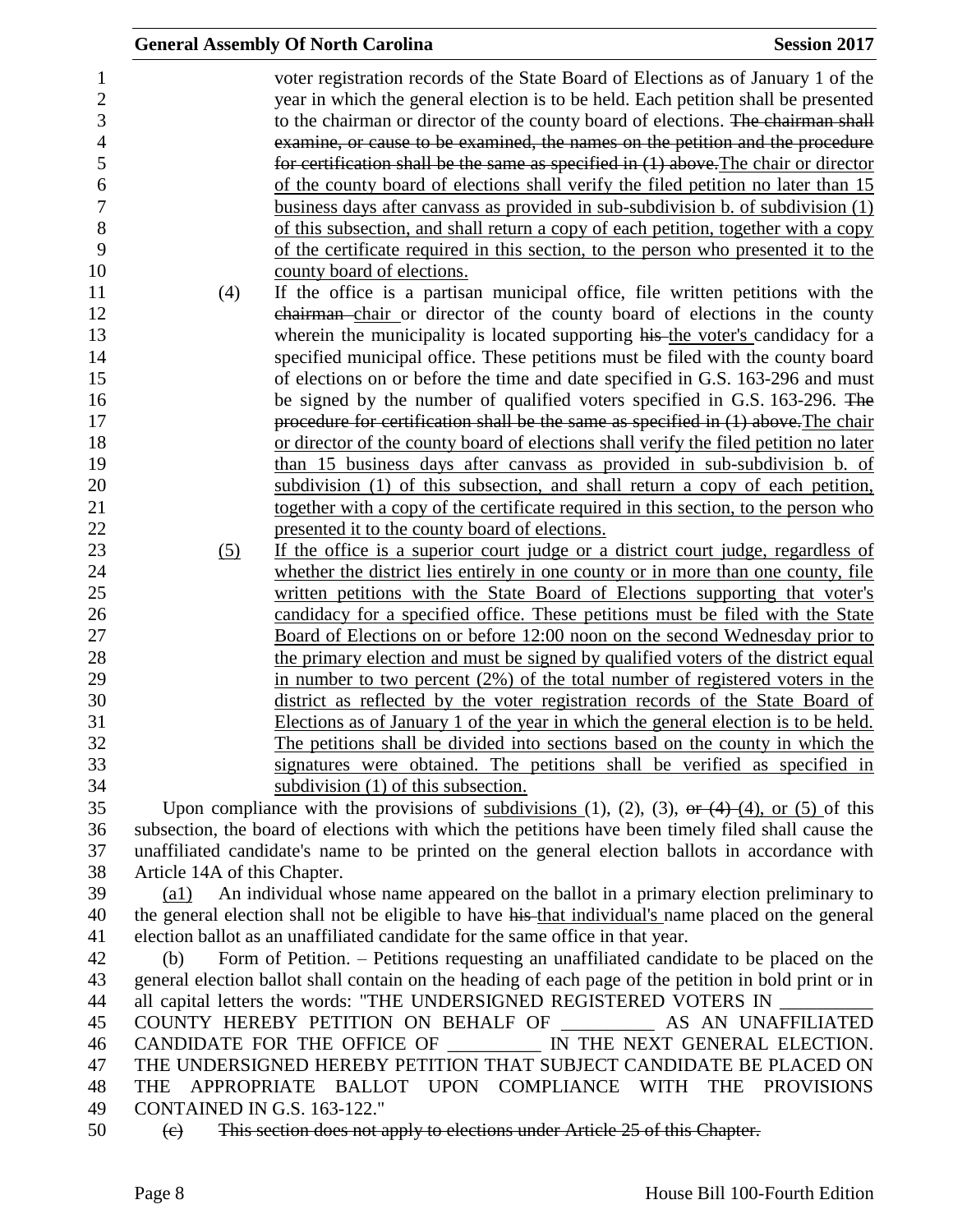voter registration records of the State Board of Elections as of January 1 of the year in which the general election is to be held. Each petition shall be presented to the chairman or director of the county board of elections. ~~The chairman shall examine, or cause to be examined, the names on the petition and the procedure for certification shall be the same as specified in (1) above.~~The chair or director of the county board of elections shall verify the filed petition no later than 15 business days after canvass as provided in sub-subdivision b. of subdivision (1) of this subsection, and shall return a copy of each petition, together with a copy of the certificate required in this section, to the person who presented it to the county board of elections.

(4) If the office is a partisan municipal office, file written petitions with the ~~chairman~~ chair or director of the county board of elections in the county wherein the municipality is located supporting ~~his~~ the voter's candidacy for a specified municipal office. These petitions must be filed with the county board of elections on or before the time and date specified in G.S. 163-296 and must be signed by the number of qualified voters specified in G.S. 163-296. ~~The procedure for certification shall be the same as specified in (1) above.~~The chair or director of the county board of elections shall verify the filed petition no later than 15 business days after canvass as provided in sub-subdivision b. of subdivision (1) of this subsection, and shall return a copy of each petition, together with a copy of the certificate required in this section, to the person who presented it to the county board of elections.

(5) If the office is a superior court judge or a district court judge, regardless of whether the district lies entirely in one county or in more than one county, file written petitions with the State Board of Elections supporting that voter's candidacy for a specified office. These petitions must be filed with the State Board of Elections on or before 12:00 noon on the second Wednesday prior to the primary election and must be signed by qualified voters of the district equal in number to two percent (2%) of the total number of registered voters in the district as reflected by the voter registration records of the State Board of Elections as of January 1 of the year in which the general election is to be held. The petitions shall be divided into sections based on the county in which the signatures were obtained. The petitions shall be verified as specified in subdivision (1) of this subsection.

Upon compliance with the provisions of subdivisions (1), (2), (3), ~~or (4)~~ (4), or (5) of this subsection, the board of elections with which the petitions have been timely filed shall cause the unaffiliated candidate's name to be printed on the general election ballots in accordance with Article 14A of this Chapter.

(a1) An individual whose name appeared on the ballot in a primary election preliminary to the general election shall not be eligible to have ~~his~~ that individual's name placed on the general election ballot as an unaffiliated candidate for the same office in that year.

(b) Form of Petition. – Petitions requesting an unaffiliated candidate to be placed on the general election ballot shall contain on the heading of each page of the petition in bold print or in all capital letters the words: "THE UNDERSIGNED REGISTERED VOTERS IN __________ COUNTY HEREBY PETITION ON BEHALF OF __________ AS AN UNAFFILIATED CANDIDATE FOR THE OFFICE OF __________ IN THE NEXT GENERAL ELECTION. THE UNDERSIGNED HEREBY PETITION THAT SUBJECT CANDIDATE BE PLACED ON THE APPROPRIATE BALLOT UPON COMPLIANCE WITH THE PROVISIONS CONTAINED IN G.S. 163-122."

~~(c) This section does not apply to elections under Article 25 of this Chapter.~~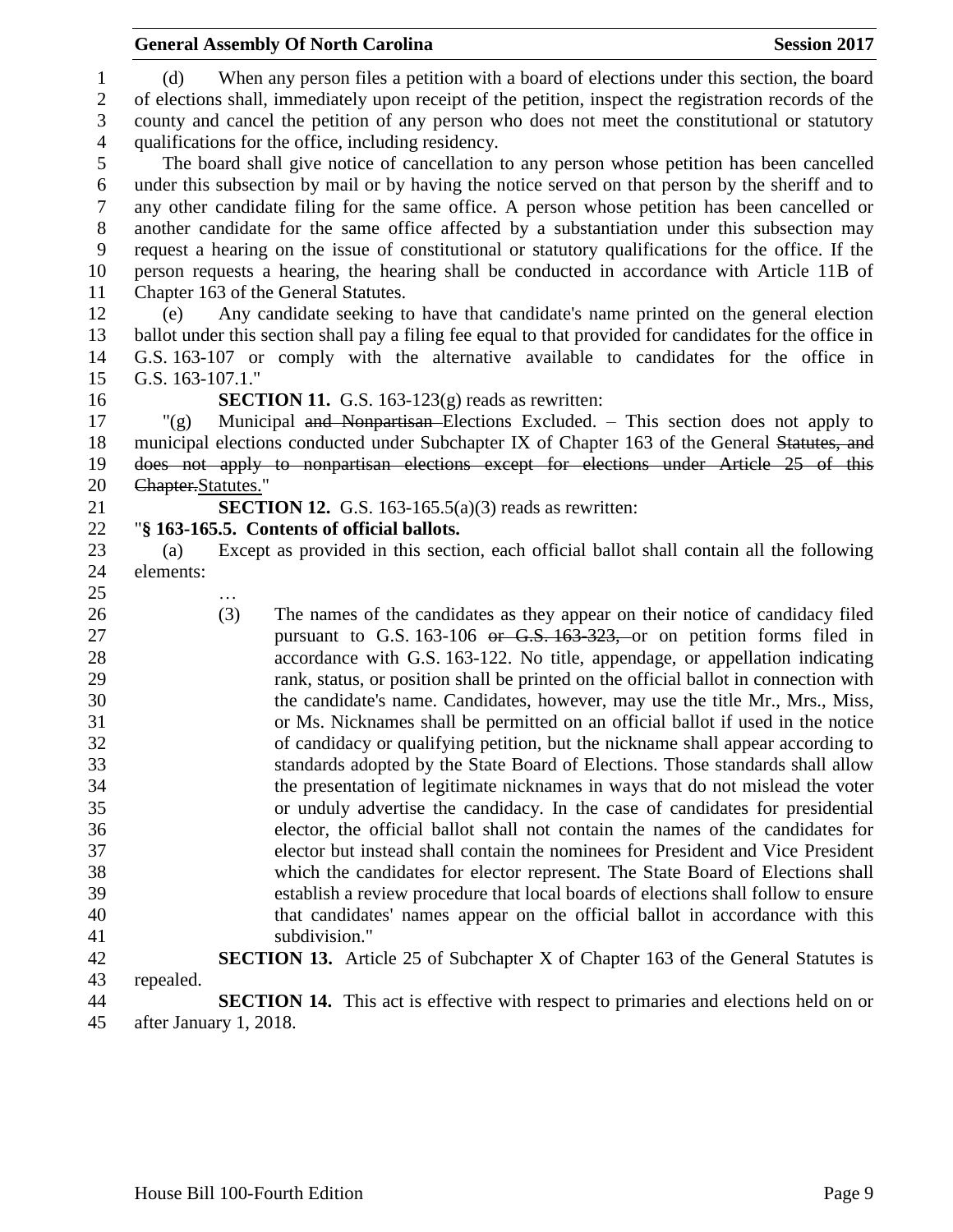(d) When any person files a petition with a board of elections under this section, the board of elections shall, immediately upon receipt of the petition, inspect the registration records of the county and cancel the petition of any person who does not meet the constitutional or statutory qualifications for the office, including residency.

The board shall give notice of cancellation to any person whose petition has been cancelled under this subsection by mail or by having the notice served on that person by the sheriff and to any other candidate filing for the same office. A person whose petition has been cancelled or another candidate for the same office affected by a substantiation under this subsection may request a hearing on the issue of constitutional or statutory qualifications for the office. If the person requests a hearing, the hearing shall be conducted in accordance with Article 11B of Chapter 163 of the General Statutes.

(e) Any candidate seeking to have that candidate's name printed on the general election ballot under this section shall pay a filing fee equal to that provided for candidates for the office in G.S. 163-107 or comply with the alternative available to candidates for the office in G.S. 163-107.1."

**SECTION 11.** G.S. 163-123(g) reads as rewritten:

"(g) Municipal ~~and Nonpartisan~~ Elections Excluded. – This section does not apply to municipal elections conducted under Subchapter IX of Chapter 163 of the General ~~Statutes, and does not apply to nonpartisan elections except for elections under Article 25 of this Chapter.~~Statutes."

**SECTION 12.** G.S. 163-165.5(a)(3) reads as rewritten:

"**§ 163-165.5. Contents of official ballots.**

(a) Except as provided in this section, each official ballot shall contain all the following elements:

…

(3) The names of the candidates as they appear on their notice of candidacy filed pursuant to G.S. 163-106 ~~or G.S. 163-323,~~ or on petition forms filed in accordance with G.S. 163-122. No title, appendage, or appellation indicating rank, status, or position shall be printed on the official ballot in connection with the candidate's name. Candidates, however, may use the title Mr., Mrs., Miss, or Ms. Nicknames shall be permitted on an official ballot if used in the notice of candidacy or qualifying petition, but the nickname shall appear according to standards adopted by the State Board of Elections. Those standards shall allow the presentation of legitimate nicknames in ways that do not mislead the voter or unduly advertise the candidacy. In the case of candidates for presidential elector, the official ballot shall not contain the names of the candidates for elector but instead shall contain the nominees for President and Vice President which the candidates for elector represent. The State Board of Elections shall establish a review procedure that local boards of elections shall follow to ensure that candidates' names appear on the official ballot in accordance with this subdivision."

**SECTION 13.** Article 25 of Subchapter X of Chapter 163 of the General Statutes is repealed.

**SECTION 14.** This act is effective with respect to primaries and elections held on or after January 1, 2018.